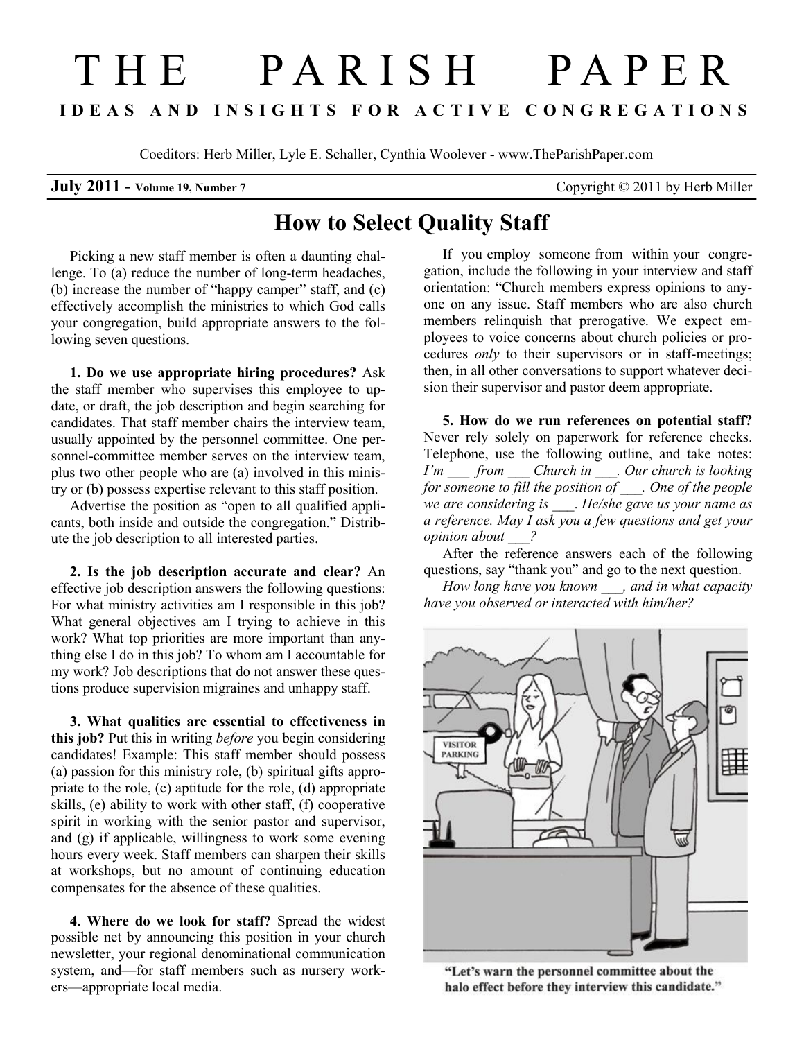# THE PARISH PAPER

**IDEAS AND INSIGHTS FOR ACTIVE CONGREGATIONS**

Coeditors: Herb Miller, Lyle E. Schaller, Cynthia Woolever - www.TheParishPaper.com

**July 2011 - Volume 19, Number 7** Copyright © 2011 by Herb Miller

## How to Select Quality Staff

Picking a new staff member is often a daunting challenge. To (a) reduce the number of long-term headaches, (b) increase the number of "happy camper" staff, and (c) effectively accomplish the ministries to which God calls your congregation, build appropriate answers to the following seven questions.

**1. Do we use appropriate hiring procedures?** Ask the staff member who supervises this employee to update, or draft, the job description and begin searching for candidates. That staff member chairs the interview team, usually appointed by the personnel committee. One personnel-committee member serves on the interview team, plus two other people who are (a) involved in this ministry or (b) possess expertise relevant to this staff position.

Advertise the position as "open to all qualified applicants, both inside and outside the congregation." Distribute the job description to all interested parties.

**2. Is the job description accurate and clear?** An effective job description answers the following questions: For what ministry activities am I responsible in this job? What general objectives am I trying to achieve in this work? What top priorities are more important than anything else I do in this job? To whom am I accountable for my work? Job descriptions that do not answer these questions produce supervision migraines and unhappy staff.

**3. What qualities are essential to effectiveness in this job?** Put this in writing *before* you begin considering candidates! Example: This staff member should possess (a) passion for this ministry role, (b) spiritual gifts appropriate to the role, (c) aptitude for the role, (d) appropriate skills, (e) ability to work with other staff, (f) cooperative spirit in working with the senior pastor and supervisor, and (g) if applicable, willingness to work some evening hours every week. Staff members can sharpen their skills at workshops, but no amount of continuing education compensates for the absence of these qualities.

**4. Where do we look for staff?** Spread the widest possible net by announcing this position in your church newsletter, your regional denominational communication system, and—for staff members such as nursery workers—appropriate local media.

If you employ someone from within your congregation, include the following in your interview and staff orientation: "Church members express opinions to anyone on any issue. Staff members who are also church members relinquish that prerogative. We expect employees to voice concerns about church policies or procedures *only* to their supervisors or in staff-meetings; then, in all other conversations to support whatever decision their supervisor and pastor deem appropriate.

**5. How do we run references on potential staff?** Never rely solely on paperwork for reference checks. Telephone, use the following outline, and take notes: *I'm ___ from ___ Church in ___. Our church is looking for someone to fill the position of ___. One of the people we are considering is ___. He/she gave us your name as a reference. May I ask you a few questions and get your opinion about ___?*

After the reference answers each of the following questions, say "thank you" and go to the next question.

*How long have you known ___, and in what capacity have you observed or interacted with him/her?*

"Let's warn the personnel committee about the halo effect before they interview this candidate."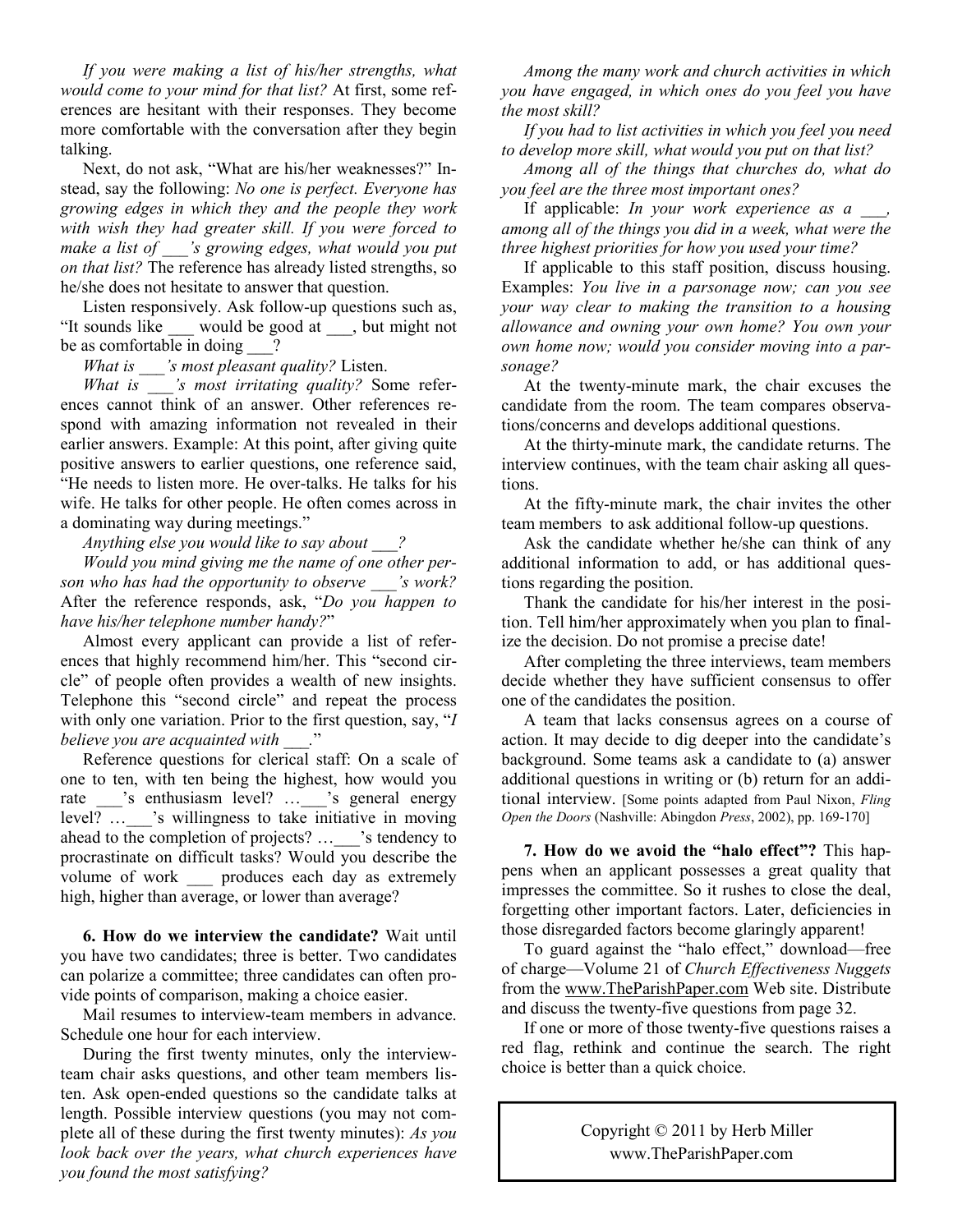*If you were making a list of his/her strengths, what would come to your mind for that list?* At first, some references are hesitant with their responses. They become more comfortable with the conversation after they begin talking.

Next, do not ask, "What are his/her weaknesses?" Instead, say the following: *No one is perfect. Everyone has growing edges in which they and the people they work with wish they had greater skill. If you were forced to make a list of ___'s growing edges, what would you put on that list?* The reference has already listed strengths, so he/she does not hesitate to answer that question.

Listen responsively. Ask follow-up questions such as, "It sounds like ___ would be good at ___, but might not be as comfortable in doing ___?

*What is ___'s most pleasant quality?* Listen.

*What is ___'s most irritating quality?* Some references cannot think of an answer. Other references respond with amazing information not revealed in their earlier answers. Example: At this point, after giving quite positive answers to earlier questions, one reference said, "He needs to listen more. He over-talks. He talks for his wife. He talks for other people. He often comes across in a dominating way during meetings."

*Anything else you would like to say about ___?*

*Would you mind giving me the name of one other person who has had the opportunity to observe ___'s work?* After the reference responds, ask, "*Do you happen to have his/her telephone number handy?*"

Almost every applicant can provide a list of references that highly recommend him/her. This "second circle" of people often provides a wealth of new insights. Telephone this "second circle" and repeat the process with only one variation. Prior to the first question, say, "*I believe you are acquainted with ___.*"

Reference questions for clerical staff: On a scale of one to ten, with ten being the highest, how would you rate ___'s enthusiasm level? …___'s general energy level? …___'s willingness to take initiative in moving ahead to the completion of projects? …___'s tendency to procrastinate on difficult tasks? Would you describe the volume of work ___ produces each day as extremely high, higher than average, or lower than average?

**6. How do we interview the candidate?** Wait until you have two candidates; three is better. Two candidates can polarize a committee; three candidates can often provide points of comparison, making a choice easier.

Mail resumes to interview-team members in advance. Schedule one hour for each interview.

During the first twenty minutes, only the interview-team chair asks questions, and other team members listen. Ask open-ended questions so the candidate talks at length. Possible interview questions (you may not complete all of these during the first twenty minutes): *As you look back over the years, what church experiences have you found the most satisfying?*

*Among the many work and church activities in which you have engaged, in which ones do you feel you have the most skill?*

*If you had to list activities in which you feel you need to develop more skill, what would you put on that list?*

*Among all of the things that churches do, what do you feel are the three most important ones?*

If applicable: *In your work experience as a ___, among all of the things you did in a week, what were the three highest priorities for how you used your time?*

If applicable to this staff position, discuss housing. Examples: *You live in a parsonage now; can you see your way clear to making the transition to a housing allowance and owning your own home? You own your own home now; would you consider moving into a parsonage?*

At the twenty-minute mark, the chair excuses the candidate from the room. The team compares observations/concerns and develops additional questions.

At the thirty-minute mark, the candidate returns. The interview continues, with the team chair asking all questions.

At the fifty-minute mark, the chair invites the other team members to ask additional follow-up questions.

Ask the candidate whether he/she can think of any additional information to add, or has additional questions regarding the position.

Thank the candidate for his/her interest in the position. Tell him/her approximately when you plan to finalize the decision. Do not promise a precise date!

After completing the three interviews, team members decide whether they have sufficient consensus to offer one of the candidates the position.

A team that lacks consensus agrees on a course of action. It may decide to dig deeper into the candidate's background. Some teams ask a candidate to (a) answer additional questions in writing or (b) return for an additional interview. [Some points adapted from Paul Nixon, *Fling Open the Doors* (Nashville: Abingdon *Press*, 2002), pp. 169-170]

**7. How do we avoid the "halo effect"?** This happens when an applicant possesses a great quality that impresses the committee. So it rushes to close the deal, forgetting other important factors. Later, deficiencies in those disregarded factors become glaringly apparent!

To guard against the "halo effect," download—free of charge—Volume 21 of *Church Effectiveness Nuggets* from the www.TheParishPaper.com Web site. Distribute and discuss the twenty-five questions from page 32.

If one or more of those twenty-five questions raises a red flag, rethink and continue the search. The right choice is better than a quick choice.

Copyright © 2011 by Herb Miller
www.TheParishPaper.com